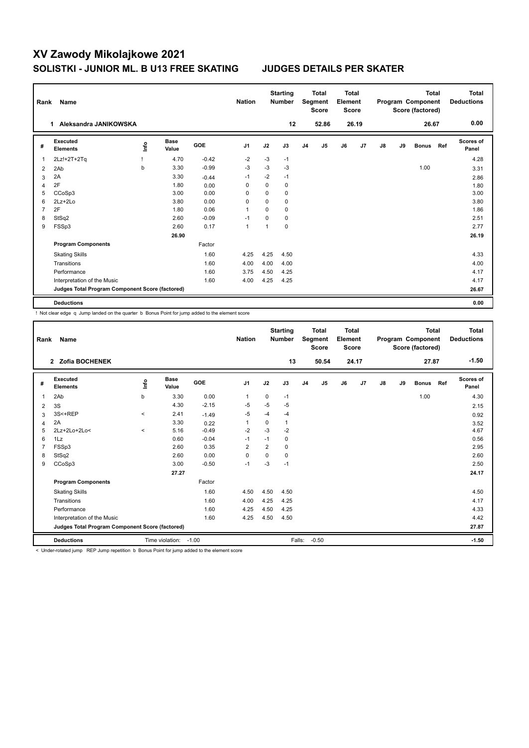# XV Zawody Mikolajkowe 2021

## SOLISTKI - JUNIOR ML. B U13 FREE SKATING JUDGES DETAILS PER SKATER

| Rank | Name | Nation | Starting Number | Total Segment Score | Total Element Score | Total Program Component Score (factored) | Total Deductions |
|---|---|---|---|---|---|---|---|
| 1 | Aleksandra JANIKOWSKA | | 12 | 52.86 | 26.19 | 26.67 | 0.00 |

| # | Executed Elements | Info | Base Value | GOE | J1 | J2 | J3 | J4 | J5 | J6 | J7 | J8 | J9 | Bonus | Ref | Scores of Panel |
|---|---|---|---|---|---|---|---|---|---|---|---|---|---|---|---|---|
| 1 | 2Lz!+2T+2Tq | ! | 4.70 | -0.42 | -2 | -3 | -1 | | | | | | | | | 4.28 |
| 2 | 2Ab | b | 3.30 | -0.99 | -3 | -3 | -3 | | | | | | | 1.00 | | 3.31 |
| 3 | 2A | | 3.30 | -0.44 | -1 | -2 | -1 | | | | | | | | | 2.86 |
| 4 | 2F | | 1.80 | 0.00 | 0 | 0 | 0 | | | | | | | | | 1.80 |
| 5 | CCoSp3 | | 3.00 | 0.00 | 0 | 0 | 0 | | | | | | | | | 3.00 |
| 6 | 2Lz+2Lo | | 3.80 | 0.00 | 0 | 0 | 0 | | | | | | | | | 3.80 |
| 7 | 2F | | 1.80 | 0.06 | 1 | 0 | 0 | | | | | | | | | 1.86 |
| 8 | StSq2 | | 2.60 | -0.09 | -1 | 0 | 0 | | | | | | | | | 2.51 |
| 9 | FSSp3 | | 2.60 | 0.17 | 1 | 1 | 0 | | | | | | | | | 2.77 |
| | | | 26.90 | | | | | | | | | | | | | 26.19 |
| | **Program Components** | | | Factor | | | | | | | | | | | | |
| | Skating Skills | | | 1.60 | 4.25 | 4.25 | 4.50 | | | | | | | | | 4.33 |
| | Transitions | | | 1.60 | 4.00 | 4.00 | 4.00 | | | | | | | | | 4.00 |
| | Performance | | | 1.60 | 3.75 | 4.50 | 4.25 | | | | | | | | | 4.17 |
| | Interpretation of the Music | | | 1.60 | 4.00 | 4.25 | 4.25 | | | | | | | | | 4.17 |
| | **Judges Total Program Component Score (factored)** | | | | | | | | | | | | | | | 26.67 |
| | **Deductions** | | | | | | | | | | | | | | | 0.00 |

! Not clear edge q Jump landed on the quarter b Bonus Point for jump added to the element score

| Rank | Name | Nation | Starting Number | Total Segment Score | Total Element Score | Total Program Component Score (factored) | Total Deductions |
|---|---|---|---|---|---|---|---|
| 2 | Zofia BOCHENEK | | 13 | 50.54 | 24.17 | 27.87 | -1.50 |

| # | Executed Elements | Info | Base Value | GOE | J1 | J2 | J3 | J4 | J5 | J6 | J7 | J8 | J9 | Bonus | Ref | Scores of Panel |
|---|---|---|---|---|---|---|---|---|---|---|---|---|---|---|---|---|
| 1 | 2Ab | b | 3.30 | 0.00 | 1 | 0 | -1 | | | | | | | 1.00 | | 4.30 |
| 2 | 3S | | 4.30 | -2.15 | -5 | -5 | -5 | | | | | | | | | 2.15 |
| 3 | 3S<+REP | < | 2.41 | -1.49 | -5 | -4 | -4 | | | | | | | | | 0.92 |
| 4 | 2A | | 3.30 | 0.22 | 1 | 0 | 1 | | | | | | | | | 3.52 |
| 5 | 2Lz+2Lo+2Lo< | < | 5.16 | -0.49 | -2 | -3 | -2 | | | | | | | | | 4.67 |
| 6 | 1Lz | | 0.60 | -0.04 | -1 | -1 | 0 | | | | | | | | | 0.56 |
| 7 | FSSp3 | | 2.60 | 0.35 | 2 | 2 | 0 | | | | | | | | | 2.95 |
| 8 | StSq2 | | 2.60 | 0.00 | 0 | 0 | 0 | | | | | | | | | 2.60 |
| 9 | CCoSp3 | | 3.00 | -0.50 | -1 | -3 | -1 | | | | | | | | | 2.50 |
| | | | 27.27 | | | | | | | | | | | | | 24.17 |
| | **Program Components** | | | Factor | | | | | | | | | | | | |
| | Skating Skills | | | 1.60 | 4.50 | 4.50 | 4.50 | | | | | | | | | 4.50 |
| | Transitions | | | 1.60 | 4.00 | 4.25 | 4.25 | | | | | | | | | 4.17 |
| | Performance | | | 1.60 | 4.25 | 4.50 | 4.25 | | | | | | | | | 4.33 |
| | Interpretation of the Music | | | 1.60 | 4.25 | 4.50 | 4.50 | | | | | | | | | 4.42 |
| | **Judges Total Program Component Score (factored)** | | | | | | | | | | | | | | | 27.87 |
| | **Deductions** | | Time violation: | -1.00 | | | Falls: | -0.50 | | | | | | | | -1.50 |

< Under-rotated jump REP Jump repetition b Bonus Point for jump added to the element score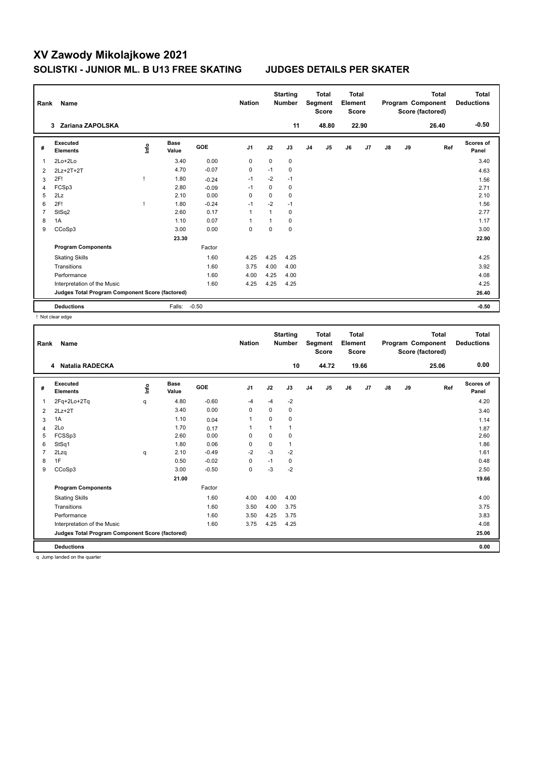# XV Zawody Mikolajkowe 2021

## SOLISTKI - JUNIOR ML. B U13 FREE SKATING JUDGES DETAILS PER SKATER

| Rank | Name | Nation | Starting Number | Total Segment Score | Total Element Score | Total Program Component Score (factored) | Total Deductions |
|---|---|---|---|---|---|---|---|
| 3 | Zariana ZAPOLSKA | | 11 | 48.80 | 22.90 | 26.40 | -0.50 |

| # | Executed Elements | Info | Base Value | GOE | J1 | J2 | J3 | J4 | J5 | J6 | J7 | J8 | J9 | Ref | Scores of Panel |
|---|---|---|---|---|---|---|---|---|---|---|---|---|---|---|---|
| 1 | 2Lo+2Lo | | 3.40 | 0.00 | 0 | 0 | 0 | | | | | | | | 3.40 |
| 2 | 2Lz+2T+2T | | 4.70 | -0.07 | 0 | -1 | 0 | | | | | | | | 4.63 |
| 3 | 2F! | ! | 1.80 | -0.24 | -1 | -2 | -1 | | | | | | | | 1.56 |
| 4 | FCSp3 | | 2.80 | -0.09 | -1 | 0 | 0 | | | | | | | | 2.71 |
| 5 | 2Lz | | 2.10 | 0.00 | 0 | 0 | 0 | | | | | | | | 2.10 |
| 6 | 2F! | ! | 1.80 | -0.24 | -1 | -2 | -1 | | | | | | | | 1.56 |
| 7 | StSq2 | | 2.60 | 0.17 | 1 | 1 | 0 | | | | | | | | 2.77 |
| 8 | 1A | | 1.10 | 0.07 | 1 | 1 | 0 | | | | | | | | 1.17 |
| 9 | CCoSp3 | | 3.00 | 0.00 | 0 | 0 | 0 | | | | | | | | 3.00 |
| | | | 23.30 | | | | | | | | | | | | 22.90 |
| | **Program Components** | | | Factor | | | | | | | | | | | |
| | Skating Skills | | | 1.60 | 4.25 | 4.25 | 4.25 | | | | | | | | 4.25 |
| | Transitions | | | 1.60 | 3.75 | 4.00 | 4.00 | | | | | | | | 3.92 |
| | Performance | | | 1.60 | 4.00 | 4.25 | 4.00 | | | | | | | | 4.08 |
| | Interpretation of the Music | | | 1.60 | 4.25 | 4.25 | 4.25 | | | | | | | | 4.25 |
| | **Judges Total Program Component Score (factored)** | | | | | | | | | | | | | | 26.40 |
| | **Deductions** | | Falls: | -0.50 | | | | | | | | | | | -0.50 |

! Not clear edge

| Rank | Name | Nation | Starting Number | Total Segment Score | Total Element Score | Total Program Component Score (factored) | Total Deductions |
|---|---|---|---|---|---|---|---|
| 4 | Natalia RADECKA | | 10 | 44.72 | 19.66 | 25.06 | 0.00 |

| # | Executed Elements | Info | Base Value | GOE | J1 | J2 | J3 | J4 | J5 | J6 | J7 | J8 | J9 | Ref | Scores of Panel |
|---|---|---|---|---|---|---|---|---|---|---|---|---|---|---|---|
| 1 | 2Fq+2Lo+2Tq | q | 4.80 | -0.60 | -4 | -4 | -2 | | | | | | | | 4.20 |
| 2 | 2Lz+2T | | 3.40 | 0.00 | 0 | 0 | 0 | | | | | | | | 3.40 |
| 3 | 1A | | 1.10 | 0.04 | 1 | 0 | 0 | | | | | | | | 1.14 |
| 4 | 2Lo | | 1.70 | 0.17 | 1 | 1 | 1 | | | | | | | | 1.87 |
| 5 | FCSSp3 | | 2.60 | 0.00 | 0 | 0 | 0 | | | | | | | | 2.60 |
| 6 | StSq1 | | 1.80 | 0.06 | 0 | 0 | 1 | | | | | | | | 1.86 |
| 7 | 2Lzq | q | 2.10 | -0.49 | -2 | -3 | -2 | | | | | | | | 1.61 |
| 8 | 1F | | 0.50 | -0.02 | 0 | -1 | 0 | | | | | | | | 0.48 |
| 9 | CCoSp3 | | 3.00 | -0.50 | 0 | -3 | -2 | | | | | | | | 2.50 |
| | | | 21.00 | | | | | | | | | | | | 19.66 |
| | **Program Components** | | | Factor | | | | | | | | | | | |
| | Skating Skills | | | 1.60 | 4.00 | 4.00 | 4.00 | | | | | | | | 4.00 |
| | Transitions | | | 1.60 | 3.50 | 4.00 | 3.75 | | | | | | | | 3.75 |
| | Performance | | | 1.60 | 3.50 | 4.25 | 3.75 | | | | | | | | 3.83 |
| | Interpretation of the Music | | | 1.60 | 3.75 | 4.25 | 4.25 | | | | | | | | 4.08 |
| | **Judges Total Program Component Score (factored)** | | | | | | | | | | | | | | 25.06 |
| | **Deductions** | | | | | | | | | | | | | | 0.00 |

q Jump landed on the quarter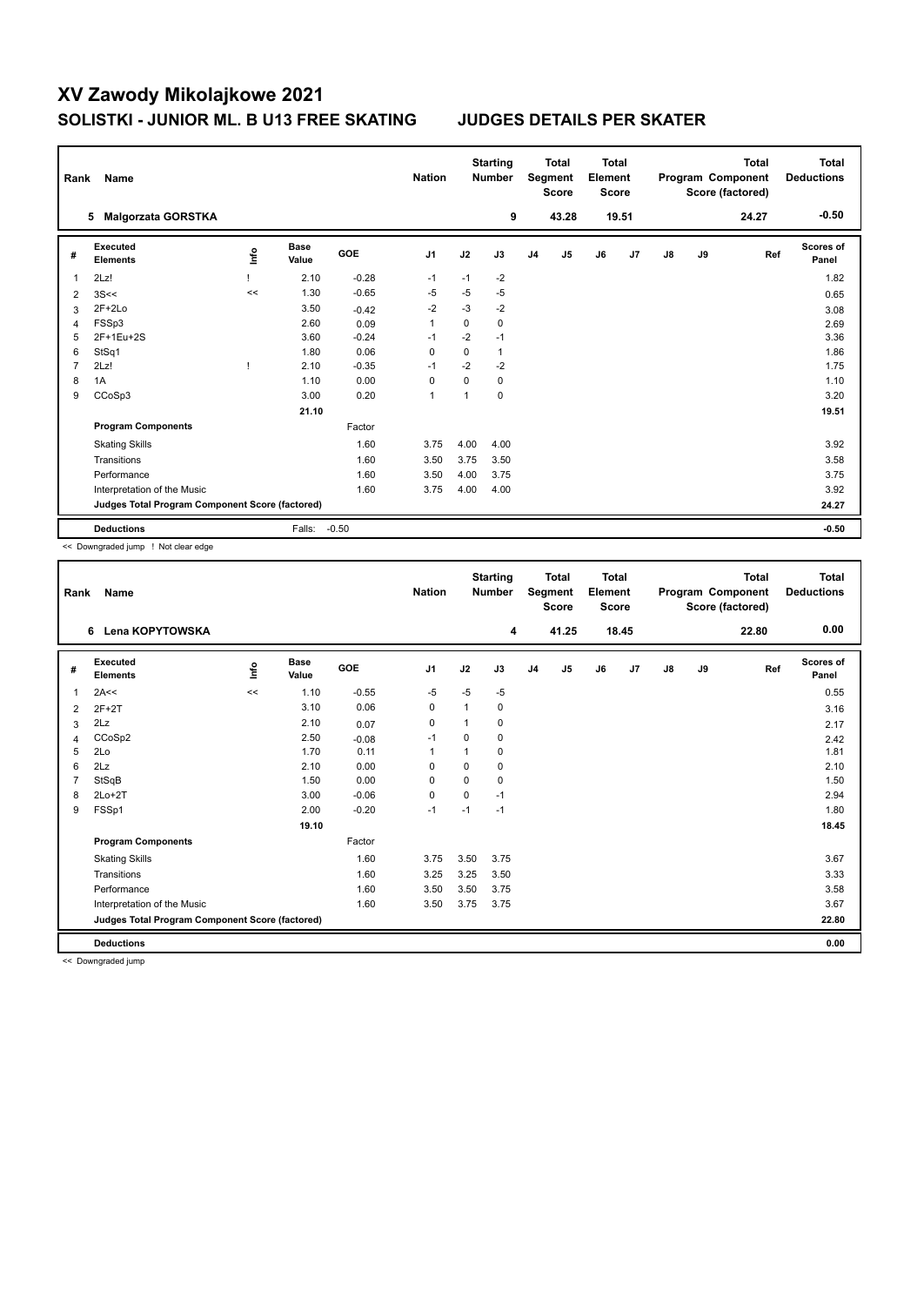# XV Zawody Mikolajkowe 2021

## SOLISTKI - JUNIOR ML. B U13 FREE SKATING    JUDGES DETAILS PER SKATER

| Rank | Name | Nation | Starting Number | Total Segment Score | Total Element Score | Total Program Component Score (factored) | Total Deductions |
|---|---|---|---|---|---|---|---|
| 5 | Malgorzata GORSTKA | | 9 | 43.28 | 19.51 | 24.27 | -0.50 |

| # | Executed Elements | Info | Base Value | GOE | J1 | J2 | J3 | J4 | J5 | J6 | J7 | J8 | J9 | Ref | Scores of Panel |
|---|---|---|---|---|---|---|---|---|---|---|---|---|---|---|---|
| 1 | 2Lz! | ! | 2.10 | -0.28 | -1 | -1 | -2 | | | | | | | | 1.82 |
| 2 | 3S<< | << | 1.30 | -0.65 | -5 | -5 | -5 | | | | | | | | 0.65 |
| 3 | 2F+2Lo | | 3.50 | -0.42 | -2 | -3 | -2 | | | | | | | | 3.08 |
| 4 | FSSp3 | | 2.60 | 0.09 | 1 | 0 | 0 | | | | | | | | 2.69 |
| 5 | 2F+1Eu+2S | | 3.60 | -0.24 | -1 | -2 | -1 | | | | | | | | 3.36 |
| 6 | StSq1 | | 1.80 | 0.06 | 0 | 0 | 1 | | | | | | | | 1.86 |
| 7 | 2Lz! | ! | 2.10 | -0.35 | -1 | -2 | -2 | | | | | | | | 1.75 |
| 8 | 1A | | 1.10 | 0.00 | 0 | 0 | 0 | | | | | | | | 1.10 |
| 9 | CCoSp3 | | 3.00 | 0.20 | 1 | 1 | 0 | | | | | | | | 3.20 |
| | | | 21.10 | | | | | | | | | | | | 19.51 |
| | **Program Components** | | | Factor | | | | | | | | | | | |
| | Skating Skills | | | 1.60 | 3.75 | 4.00 | 4.00 | | | | | | | | 3.92 |
| | Transitions | | | 1.60 | 3.50 | 3.75 | 3.50 | | | | | | | | 3.58 |
| | Performance | | | 1.60 | 3.50 | 4.00 | 3.75 | | | | | | | | 3.75 |
| | Interpretation of the Music | | | 1.60 | 3.75 | 4.00 | 4.00 | | | | | | | | 3.92 |
| | **Judges Total Program Component Score (factored)** | | | | | | | | | | | | | | 24.27 |
| | **Deductions** | | Falls: | -0.50 | | | | | | | | | | | -0.50 |

<< Downgraded jump ! Not clear edge

| Rank | Name | Nation | Starting Number | Total Segment Score | Total Element Score | Total Program Component Score (factored) | Total Deductions |
|---|---|---|---|---|---|---|---|
| 6 | Lena KOPYTOWSKA | | 4 | 41.25 | 18.45 | 22.80 | 0.00 |

| # | Executed Elements | Info | Base Value | GOE | J1 | J2 | J3 | J4 | J5 | J6 | J7 | J8 | J9 | Ref | Scores of Panel |
|---|---|---|---|---|---|---|---|---|---|---|---|---|---|---|---|
| 1 | 2A<< | << | 1.10 | -0.55 | -5 | -5 | -5 | | | | | | | | 0.55 |
| 2 | 2F+2T | | 3.10 | 0.06 | 0 | 1 | 0 | | | | | | | | 3.16 |
| 3 | 2Lz | | 2.10 | 0.07 | 0 | 1 | 0 | | | | | | | | 2.17 |
| 4 | CCoSp2 | | 2.50 | -0.08 | -1 | 0 | 0 | | | | | | | | 2.42 |
| 5 | 2Lo | | 1.70 | 0.11 | 1 | 1 | 0 | | | | | | | | 1.81 |
| 6 | 2Lz | | 2.10 | 0.00 | 0 | 0 | 0 | | | | | | | | 2.10 |
| 7 | StSqB | | 1.50 | 0.00 | 0 | 0 | 0 | | | | | | | | 1.50 |
| 8 | 2Lo+2T | | 3.00 | -0.06 | 0 | 0 | -1 | | | | | | | | 2.94 |
| 9 | FSSp1 | | 2.00 | -0.20 | -1 | -1 | -1 | | | | | | | | 1.80 |
| | | | 19.10 | | | | | | | | | | | | 18.45 |
| | **Program Components** | | | Factor | | | | | | | | | | | |
| | Skating Skills | | | 1.60 | 3.75 | 3.50 | 3.75 | | | | | | | | 3.67 |
| | Transitions | | | 1.60 | 3.25 | 3.25 | 3.50 | | | | | | | | 3.33 |
| | Performance | | | 1.60 | 3.50 | 3.50 | 3.75 | | | | | | | | 3.58 |
| | Interpretation of the Music | | | 1.60 | 3.50 | 3.75 | 3.75 | | | | | | | | 3.67 |
| | **Judges Total Program Component Score (factored)** | | | | | | | | | | | | | | 22.80 |
| | **Deductions** | | | | | | | | | | | | | | 0.00 |

<< Downgraded jump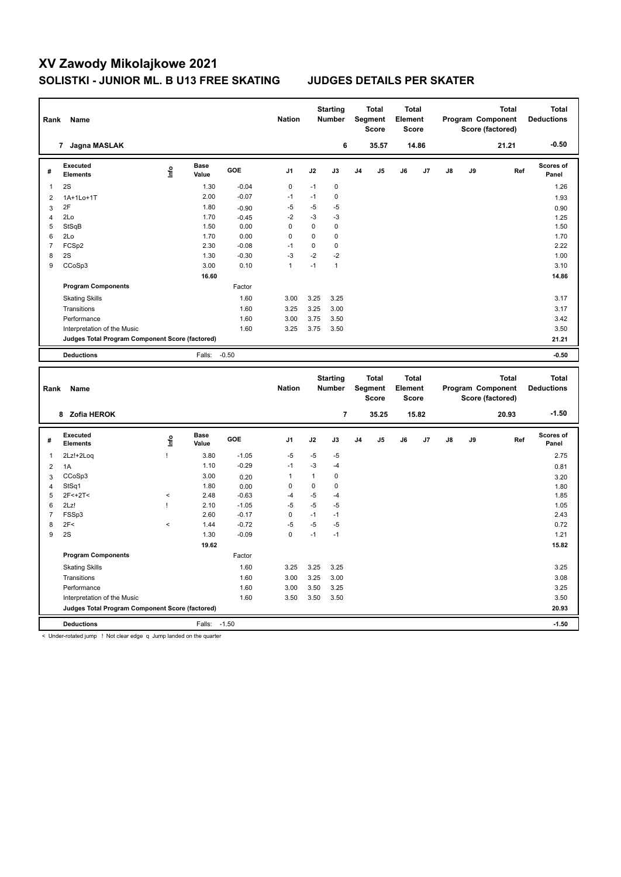# XV Zawody Mikolajkowe 2021

## SOLISTKI - JUNIOR ML. B U13 FREE SKATING JUDGES DETAILS PER SKATER

| Rank | Name | Nation | Starting Number | Total Segment Score | Total Element Score | Total Program Component Score (factored) | Total Deductions |
|---|---|---|---|---|---|---|---|
| 7 | Jagna MASLAK | | 6 | 35.57 | 14.86 | 21.21 | -0.50 |

| # | Executed Elements | Info | Base Value | GOE | J1 | J2 | J3 | J4 | J5 | J6 | J7 | J8 | J9 | Ref | Scores of Panel |
|---|---|---|---|---|---|---|---|---|---|---|---|---|---|---|---|
| 1 | 2S | | 1.30 | -0.04 | 0 | -1 | 0 | | | | | | | | 1.26 |
| 2 | 1A+1Lo+1T | | 2.00 | -0.07 | -1 | -1 | 0 | | | | | | | | 1.93 |
| 3 | 2F | | 1.80 | -0.90 | -5 | -5 | -5 | | | | | | | | 0.90 |
| 4 | 2Lo | | 1.70 | -0.45 | -2 | -3 | -3 | | | | | | | | 1.25 |
| 5 | StSqB | | 1.50 | 0.00 | 0 | 0 | 0 | | | | | | | | 1.50 |
| 6 | 2Lo | | 1.70 | 0.00 | 0 | 0 | 0 | | | | | | | | 1.70 |
| 7 | FCSp2 | | 2.30 | -0.08 | -1 | 0 | 0 | | | | | | | | 2.22 |
| 8 | 2S | | 1.30 | -0.30 | -3 | -2 | -2 | | | | | | | | 1.00 |
| 9 | CCoSp3 | | 3.00 | 0.10 | 1 | -1 | 1 | | | | | | | | 3.10 |
| | | | 16.60 | | | | | | | | | | | | 14.86 |
| | **Program Components** | | | Factor | | | | | | | | | | | |
| | Skating Skills | | | 1.60 | 3.00 | 3.25 | 3.25 | | | | | | | | 3.17 |
| | Transitions | | | 1.60 | 3.25 | 3.25 | 3.00 | | | | | | | | 3.17 |
| | Performance | | | 1.60 | 3.00 | 3.75 | 3.50 | | | | | | | | 3.42 |
| | Interpretation of the Music | | | 1.60 | 3.25 | 3.75 | 3.50 | | | | | | | | 3.50 |
| | **Judges Total Program Component Score (factored)** | | | | | | | | | | | | | | 21.21 |
| | **Deductions** | | Falls: | -0.50 | | | | | | | | | | | -0.50 |

| Rank | Name | Nation | Starting Number | Total Segment Score | Total Element Score | Total Program Component Score (factored) | Total Deductions |
|---|---|---|---|---|---|---|---|
| 8 | Zofia HEROK | | 7 | 35.25 | 15.82 | 20.93 | -1.50 |

| # | Executed Elements | Info | Base Value | GOE | J1 | J2 | J3 | J4 | J5 | J6 | J7 | J8 | J9 | Ref | Scores of Panel |
|---|---|---|---|---|---|---|---|---|---|---|---|---|---|---|---|
| 1 | 2Lz!+2Loq | ! | 3.80 | -1.05 | -5 | -5 | -5 | | | | | | | | 2.75 |
| 2 | 1A | | 1.10 | -0.29 | -1 | -3 | -4 | | | | | | | | 0.81 |
| 3 | CCoSp3 | | 3.00 | 0.20 | 1 | 1 | 0 | | | | | | | | 3.20 |
| 4 | StSq1 | | 1.80 | 0.00 | 0 | 0 | 0 | | | | | | | | 1.80 |
| 5 | 2F<+2T< | < | 2.48 | -0.63 | -4 | -5 | -4 | | | | | | | | 1.85 |
| 6 | 2Lz! | ! | 2.10 | -1.05 | -5 | -5 | -5 | | | | | | | | 1.05 |
| 7 | FSSp3 | | 2.60 | -0.17 | 0 | -1 | -1 | | | | | | | | 2.43 |
| 8 | 2F< | < | 1.44 | -0.72 | -5 | -5 | -5 | | | | | | | | 0.72 |
| 9 | 2S | | 1.30 | -0.09 | 0 | -1 | -1 | | | | | | | | 1.21 |
| | | | 19.62 | | | | | | | | | | | | 15.82 |
| | **Program Components** | | | Factor | | | | | | | | | | | |
| | Skating Skills | | | 1.60 | 3.25 | 3.25 | 3.25 | | | | | | | | 3.25 |
| | Transitions | | | 1.60 | 3.00 | 3.25 | 3.00 | | | | | | | | 3.08 |
| | Performance | | | 1.60 | 3.00 | 3.50 | 3.25 | | | | | | | | 3.25 |
| | Interpretation of the Music | | | 1.60 | 3.50 | 3.50 | 3.50 | | | | | | | | 3.50 |
| | **Judges Total Program Component Score (factored)** | | | | | | | | | | | | | | 20.93 |
| | **Deductions** | | Falls: | -1.50 | | | | | | | | | | | -1.50 |

< Under-rotated jump ! Not clear edge q Jump landed on the quarter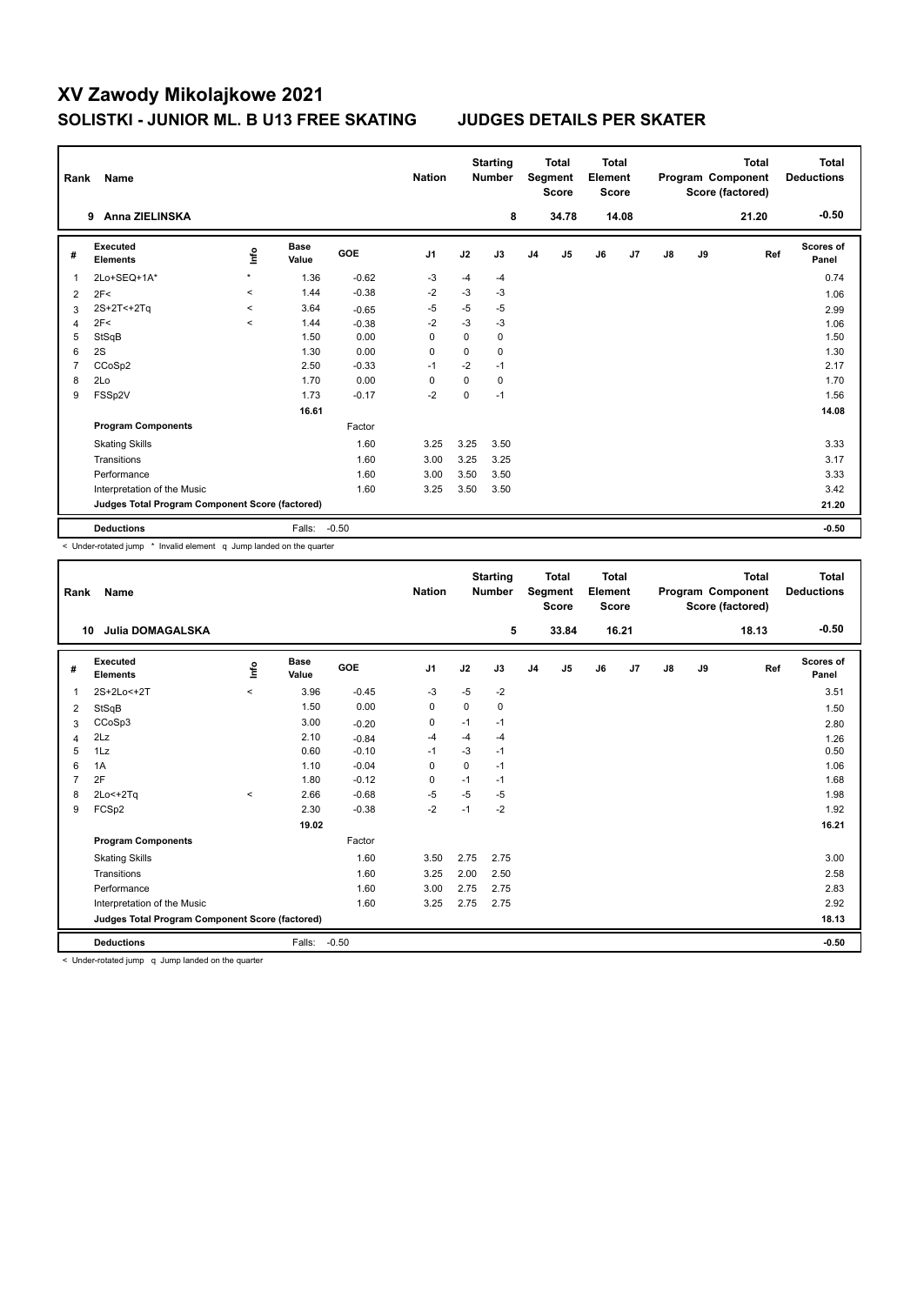# XV Zawody Mikolajkowe 2021

## SOLISTKI - JUNIOR ML. B U13 FREE SKATING JUDGES DETAILS PER SKATER

| Rank | Name | Nation | Starting Number | Total Segment Score | Total Element Score | Total Program Component Score (factored) | Total Deductions |
|---|---|---|---|---|---|---|---|
| 9 | Anna ZIELINSKA | | 8 | 34.78 | 14.08 | 21.20 | -0.50 |

| # | Executed Elements | Info | Base Value | GOE | J1 | J2 | J3 | J4 | J5 | J6 | J7 | J8 | J9 | Ref | Scores of Panel |
|---|---|---|---|---|---|---|---|---|---|---|---|---|---|---|---|
| 1 | 2Lo+SEQ+1A* | * | 1.36 | -0.62 | -3 | -4 | -4 | | | | | | | | 0.74 |
| 2 | 2F< | < | 1.44 | -0.38 | -2 | -3 | -3 | | | | | | | | 1.06 |
| 3 | 2S+2T<+2Tq | < | 3.64 | -0.65 | -5 | -5 | -5 | | | | | | | | 2.99 |
| 4 | 2F< | < | 1.44 | -0.38 | -2 | -3 | -3 | | | | | | | | 1.06 |
| 5 | StSqB | | 1.50 | 0.00 | 0 | 0 | 0 | | | | | | | | 1.50 |
| 6 | 2S | | 1.30 | 0.00 | 0 | 0 | 0 | | | | | | | | 1.30 |
| 7 | CCoSp2 | | 2.50 | -0.33 | -1 | -2 | -1 | | | | | | | | 2.17 |
| 8 | 2Lo | | 1.70 | 0.00 | 0 | 0 | 0 | | | | | | | | 1.70 |
| 9 | FSSp2V | | 1.73 | -0.17 | -2 | 0 | -1 | | | | | | | | 1.56 |
| | | | 16.61 | | | | | | | | | | | | 14.08 |
| | **Program Components** | | | Factor | | | | | | | | | | | |
| | Skating Skills | | | 1.60 | 3.25 | 3.25 | 3.50 | | | | | | | | 3.33 |
| | Transitions | | | 1.60 | 3.00 | 3.25 | 3.25 | | | | | | | | 3.17 |
| | Performance | | | 1.60 | 3.00 | 3.50 | 3.50 | | | | | | | | 3.33 |
| | Interpretation of the Music | | | 1.60 | 3.25 | 3.50 | 3.50 | | | | | | | | 3.42 |
| | **Judges Total Program Component Score (factored)** | | | | | | | | | | | | | | 21.20 |
| | **Deductions** | | Falls: | -0.50 | | | | | | | | | | | -0.50 |

< Under-rotated jump * Invalid element q Jump landed on the quarter

| Rank | Name | Nation | Starting Number | Total Segment Score | Total Element Score | Total Program Component Score (factored) | Total Deductions |
|---|---|---|---|---|---|---|---|
| 10 | Julia DOMAGALSKA | | 5 | 33.84 | 16.21 | 18.13 | -0.50 |

| # | Executed Elements | Info | Base Value | GOE | J1 | J2 | J3 | J4 | J5 | J6 | J7 | J8 | J9 | Ref | Scores of Panel |
|---|---|---|---|---|---|---|---|---|---|---|---|---|---|---|---|
| 1 | 2S+2Lo<+2T | < | 3.96 | -0.45 | -3 | -5 | -2 | | | | | | | | 3.51 |
| 2 | StSqB | | 1.50 | 0.00 | 0 | 0 | 0 | | | | | | | | 1.50 |
| 3 | CCoSp3 | | 3.00 | -0.20 | 0 | -1 | -1 | | | | | | | | 2.80 |
| 4 | 2Lz | | 2.10 | -0.84 | -4 | -4 | -4 | | | | | | | | 1.26 |
| 5 | 1Lz | | 0.60 | -0.10 | -1 | -3 | -1 | | | | | | | | 0.50 |
| 6 | 1A | | 1.10 | -0.04 | 0 | 0 | -1 | | | | | | | | 1.06 |
| 7 | 2F | | 1.80 | -0.12 | 0 | -1 | -1 | | | | | | | | 1.68 |
| 8 | 2Lo<+2Tq | < | 2.66 | -0.68 | -5 | -5 | -5 | | | | | | | | 1.98 |
| 9 | FCSp2 | | 2.30 | -0.38 | -2 | -1 | -2 | | | | | | | | 1.92 |
| | | | 19.02 | | | | | | | | | | | | 16.21 |
| | **Program Components** | | | Factor | | | | | | | | | | | |
| | Skating Skills | | | 1.60 | 3.50 | 2.75 | 2.75 | | | | | | | | 3.00 |
| | Transitions | | | 1.60 | 3.25 | 2.00 | 2.50 | | | | | | | | 2.58 |
| | Performance | | | 1.60 | 3.00 | 2.75 | 2.75 | | | | | | | | 2.83 |
| | Interpretation of the Music | | | 1.60 | 3.25 | 2.75 | 2.75 | | | | | | | | 2.92 |
| | **Judges Total Program Component Score (factored)** | | | | | | | | | | | | | | 18.13 |
| | **Deductions** | | Falls: | -0.50 | | | | | | | | | | | -0.50 |

< Under-rotated jump q Jump landed on the quarter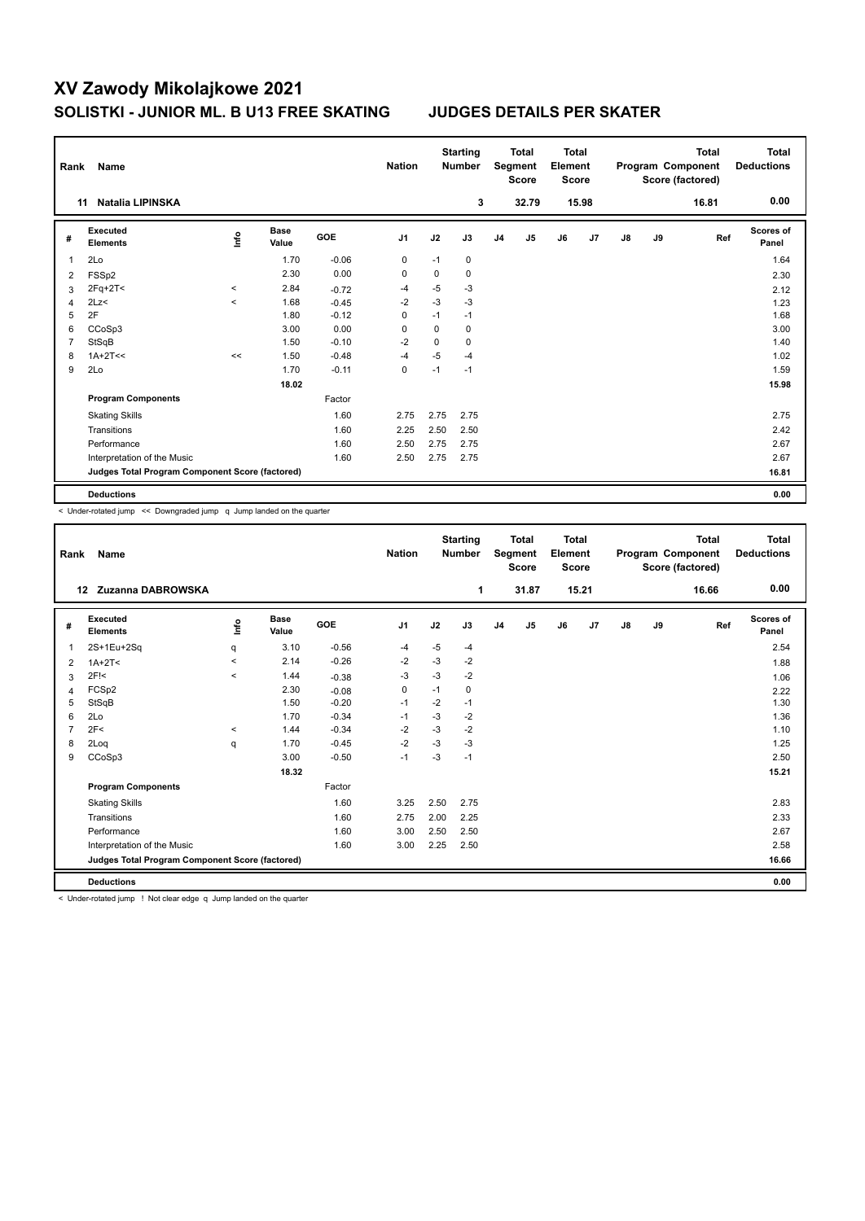# XV Zawody Mikolajkowe 2021

## SOLISTKI - JUNIOR ML. B U13 FREE SKATING JUDGES DETAILS PER SKATER

| Rank | Name | Nation | Starting Number | Total Segment Score | Total Element Score | Total Program Component Score (factored) | Total Deductions |
|---|---|---|---|---|---|---|---|
| 11 | Natalia LIPINSKA | | 3 | 32.79 | 15.98 | 16.81 | 0.00 |

| # | Executed Elements | Info | Base Value | GOE | J1 | J2 | J3 | J4 | J5 | J6 | J7 | J8 | J9 | Ref | Scores of Panel |
|---|---|---|---|---|---|---|---|---|---|---|---|---|---|---|---|
| 1 | 2Lo | | 1.70 | -0.06 | 0 | -1 | 0 | | | | | | | | 1.64 |
| 2 | FSSp2 | | 2.30 | 0.00 | 0 | 0 | 0 | | | | | | | | 2.30 |
| 3 | 2Fq+2T< | < | 2.84 | -0.72 | -4 | -5 | -3 | | | | | | | | 2.12 |
| 4 | 2Lz< | < | 1.68 | -0.45 | -2 | -3 | -3 | | | | | | | | 1.23 |
| 5 | 2F | | 1.80 | -0.12 | 0 | -1 | -1 | | | | | | | | 1.68 |
| 6 | CCoSp3 | | 3.00 | 0.00 | 0 | 0 | 0 | | | | | | | | 3.00 |
| 7 | StSqB | | 1.50 | -0.10 | -2 | 0 | 0 | | | | | | | | 1.40 |
| 8 | 1A+2T<< | << | 1.50 | -0.48 | -4 | -5 | -4 | | | | | | | | 1.02 |
| 9 | 2Lo | | 1.70 | -0.11 | 0 | -1 | -1 | | | | | | | | 1.59 |
| | | | 18.02 | | | | | | | | | | | | 15.98 |
| | **Program Components** | | | Factor | | | | | | | | | | | |
| | Skating Skills | | | 1.60 | 2.75 | 2.75 | 2.75 | | | | | | | | 2.75 |
| | Transitions | | | 1.60 | 2.25 | 2.50 | 2.50 | | | | | | | | 2.42 |
| | Performance | | | 1.60 | 2.50 | 2.75 | 2.75 | | | | | | | | 2.67 |
| | Interpretation of the Music | | | 1.60 | 2.50 | 2.75 | 2.75 | | | | | | | | 2.67 |
| | **Judges Total Program Component Score (factored)** | | | | | | | | | | | | | | 16.81 |
| | **Deductions** | | | | | | | | | | | | | | 0.00 |

< Under-rotated jump << Downgraded jump q Jump landed on the quarter

| Rank | Name | Nation | Starting Number | Total Segment Score | Total Element Score | Total Program Component Score (factored) | Total Deductions |
|---|---|---|---|---|---|---|---|
| 12 | Zuzanna DABROWSKA | | 1 | 31.87 | 15.21 | 16.66 | 0.00 |

| # | Executed Elements | Info | Base Value | GOE | J1 | J2 | J3 | J4 | J5 | J6 | J7 | J8 | J9 | Ref | Scores of Panel |
|---|---|---|---|---|---|---|---|---|---|---|---|---|---|---|---|
| 1 | 2S+1Eu+2Sq | q | 3.10 | -0.56 | -4 | -5 | -4 | | | | | | | | 2.54 |
| 2 | 1A+2T< | < | 2.14 | -0.26 | -2 | -3 | -2 | | | | | | | | 1.88 |
| 3 | 2F!< | < | 1.44 | -0.38 | -3 | -3 | -2 | | | | | | | | 1.06 |
| 4 | FCSp2 | | 2.30 | -0.08 | 0 | -1 | 0 | | | | | | | | 2.22 |
| 5 | StSqB | | 1.50 | -0.20 | -1 | -2 | -1 | | | | | | | | 1.30 |
| 6 | 2Lo | | 1.70 | -0.34 | -1 | -3 | -2 | | | | | | | | 1.36 |
| 7 | 2F< | < | 1.44 | -0.34 | -2 | -3 | -2 | | | | | | | | 1.10 |
| 8 | 2Loq | q | 1.70 | -0.45 | -2 | -3 | -3 | | | | | | | | 1.25 |
| 9 | CCoSp3 | | 3.00 | -0.50 | -1 | -3 | -1 | | | | | | | | 2.50 |
| | | | 18.32 | | | | | | | | | | | | 15.21 |
| | **Program Components** | | | Factor | | | | | | | | | | | |
| | Skating Skills | | | 1.60 | 3.25 | 2.50 | 2.75 | | | | | | | | 2.83 |
| | Transitions | | | 1.60 | 2.75 | 2.00 | 2.25 | | | | | | | | 2.33 |
| | Performance | | | 1.60 | 3.00 | 2.50 | 2.50 | | | | | | | | 2.67 |
| | Interpretation of the Music | | | 1.60 | 3.00 | 2.25 | 2.50 | | | | | | | | 2.58 |
| | **Judges Total Program Component Score (factored)** | | | | | | | | | | | | | | 16.66 |
| | **Deductions** | | | | | | | | | | | | | | 0.00 |

< Under-rotated jump ! Not clear edge q Jump landed on the quarter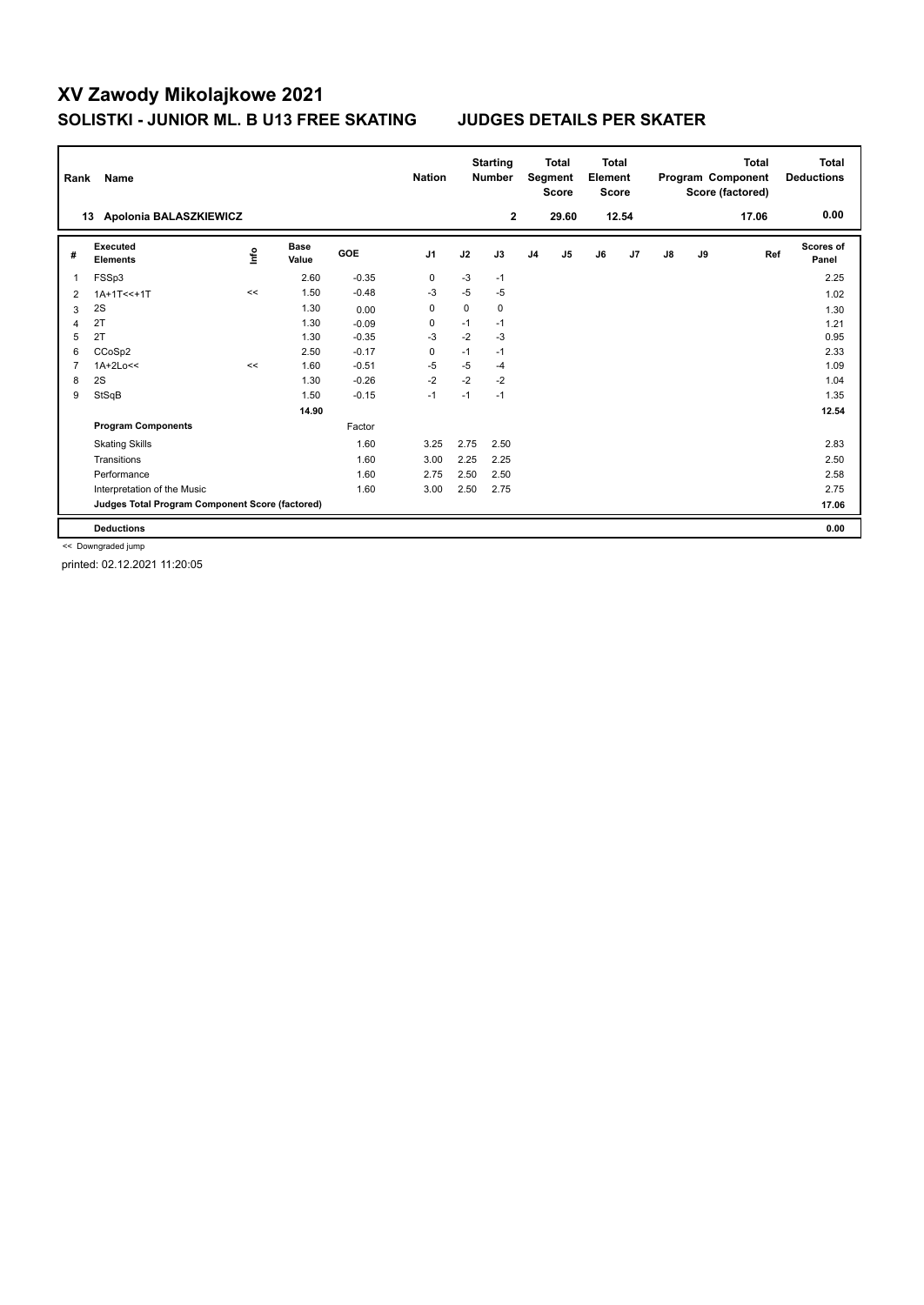# XV Zawody Mikolajkowe 2021

## SOLISTKI - JUNIOR ML. B U13 FREE SKATING JUDGES DETAILS PER SKATER

| Rank | Name | Nation | Starting Number | Total Segment Score | Total Element Score | Total Program Component Score (factored) | Total Deductions |
|---|---|---|---|---|---|---|---|
| 13 | Apolonia BALASZKIEWICZ | | 2 | 29.60 | 12.54 | 17.06 | 0.00 |

| # | Executed Elements | Info | Base Value | GOE | J1 | J2 | J3 | J4 | J5 | J6 | J7 | J8 | J9 | Ref | Scores of Panel |
|---|---|---|---|---|---|---|---|---|---|---|---|---|---|---|---|
| 1 | FSSp3 | | 2.60 | -0.35 | 0 | -3 | -1 | | | | | | | | 2.25 |
| 2 | 1A+1T<<+1T | << | 1.50 | -0.48 | -3 | -5 | -5 | | | | | | | | 1.02 |
| 3 | 2S | | 1.30 | 0.00 | 0 | 0 | 0 | | | | | | | | 1.30 |
| 4 | 2T | | 1.30 | -0.09 | 0 | -1 | -1 | | | | | | | | 1.21 |
| 5 | 2T | | 1.30 | -0.35 | -3 | -2 | -3 | | | | | | | | 0.95 |
| 6 | CCoSp2 | | 2.50 | -0.17 | 0 | -1 | -1 | | | | | | | | 2.33 |
| 7 | 1A+2Lo<< | << | 1.60 | -0.51 | -5 | -5 | -4 | | | | | | | | 1.09 |
| 8 | 2S | | 1.30 | -0.26 | -2 | -2 | -2 | | | | | | | | 1.04 |
| 9 | StSqB | | 1.50 | -0.15 | -1 | -1 | -1 | | | | | | | | 1.35 |
| | | | 14.90 | | | | | | | | | | | | 12.54 |
| | **Program Components** | | | Factor | | | | | | | | | | | |
| | Skating Skills | | | 1.60 | 3.25 | 2.75 | 2.50 | | | | | | | | 2.83 |
| | Transitions | | | 1.60 | 3.00 | 2.25 | 2.25 | | | | | | | | 2.50 |
| | Performance | | | 1.60 | 2.75 | 2.50 | 2.50 | | | | | | | | 2.58 |
| | Interpretation of the Music | | | 1.60 | 3.00 | 2.50 | 2.75 | | | | | | | | 2.75 |
| | **Judges Total Program Component Score (factored)** | | | | | | | | | | | | | | 17.06 |
| | **Deductions** | | | | | | | | | | | | | | 0.00 |

<< Downgraded jump

printed: 02.12.2021 11:20:05